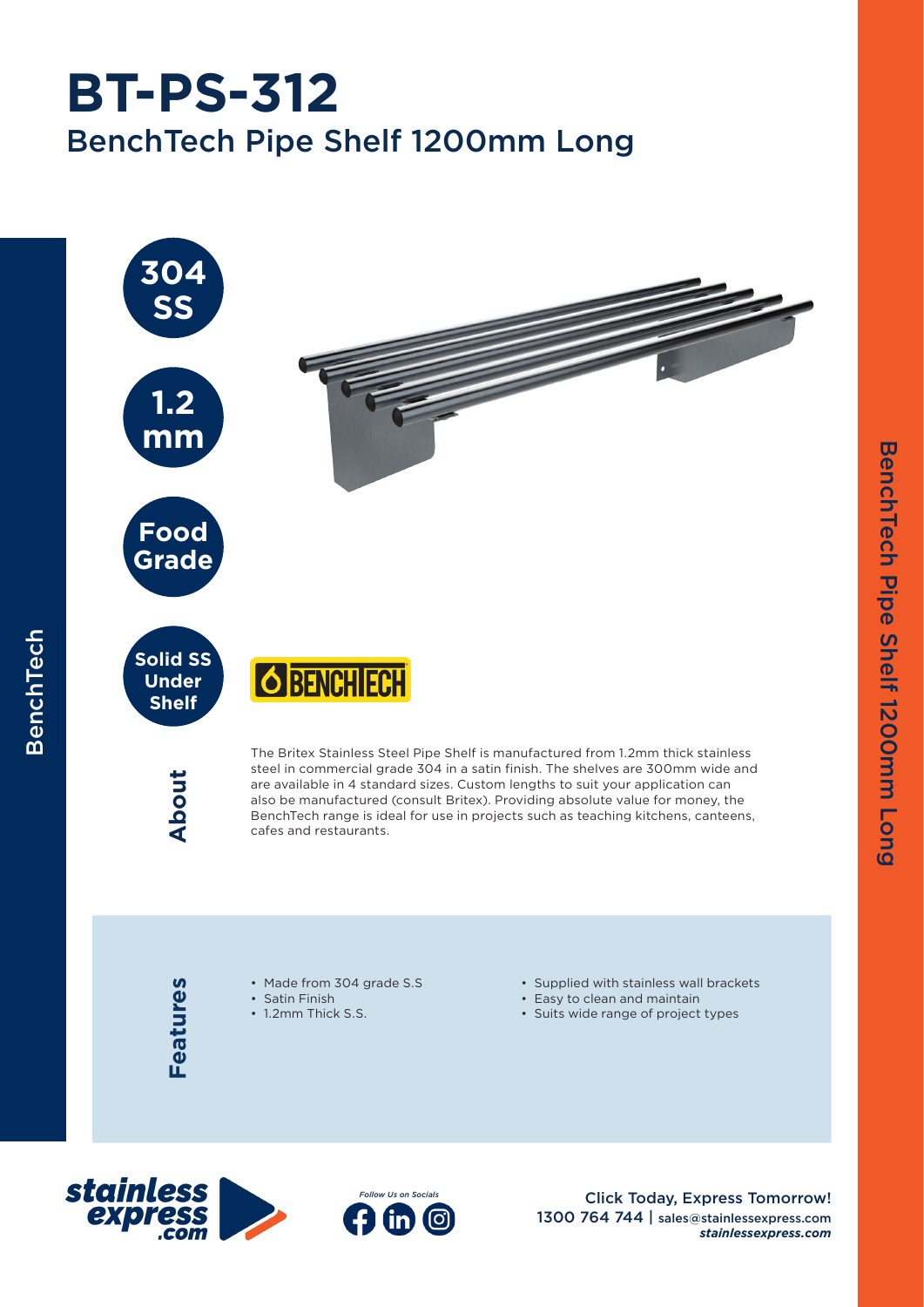# BT-PS-312

## BenchTech Pipe Shelf 1200mm Long

**304 SS**

**1.2 mm**

**Food Grade**

**Solid SS Under Shelf**

BENCHTECH

### About

The Britex Stainless Steel Pipe Shelf is manufactured from 1.2mm thick stainless steel in commercial grade 304 in a satin finish. The shelves are 300mm wide and are available in 4 standard sizes. Custom lengths to suit your application can also be manufactured (consult Britex). Providing absolute value for money, the BenchTech range is ideal for use in projects such as teaching kitchens, canteens, cafes and restaurants.

### Features

- Made from 304 grade S.S
- Satin Finish
- 1.2mm Thick S.S.
- Supplied with stainless wall brackets
- Easy to clean and maintain
- Suits wide range of project types

stainless express .com

Follow Us on Socials

Click Today, Express Tomorrow!
1300 764 744 | sales@stainlessexpress.com
*stainlessexpress.com*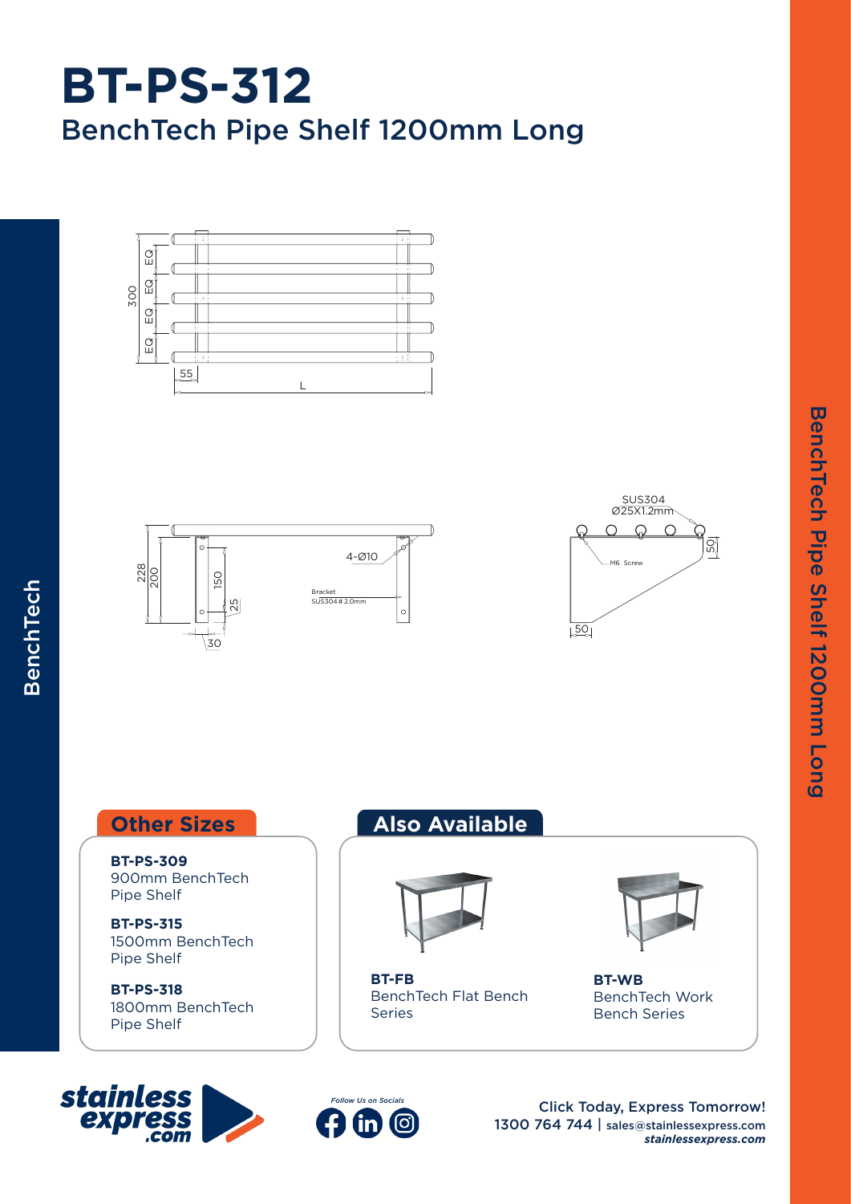# BT-PS-312

## BenchTech Pipe Shelf 1200mm Long

300
EQ
EQ
EQ
EQ
55
L

228
200
150
25
30
4-Ø10
Bracket
SUS304 # 2.0mm

SUS304
Ø25X1.2mm
M6 Screw
50
50

### Other Sizes

**BT-PS-309**
900mm BenchTech Pipe Shelf

**BT-PS-315**
1500mm BenchTech Pipe Shelf

**BT-PS-318**
1800mm BenchTech Pipe Shelf

### Also Available

**BT-FB**
BenchTech Flat Bench Series

**BT-WB**
BenchTech Work Bench Series

stainless express .com

*Follow Us on Socials*

Click Today, Express Tomorrow!
1300 764 744 | sales@stainlessexpress.com
***stainlessexpress.com***